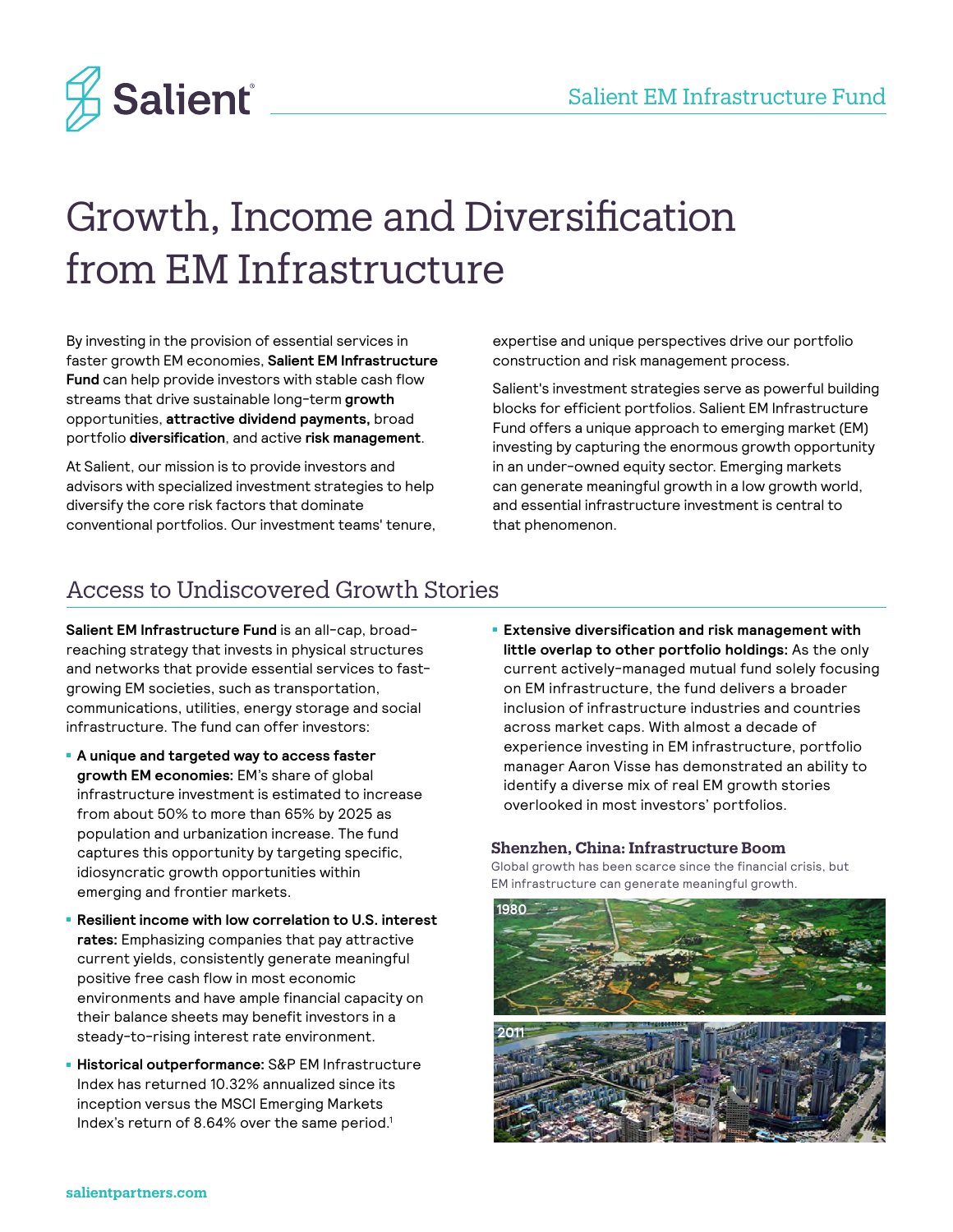# Growth, Income and Diversification from EM Infrastructure

By investing in the provision of essential services in faster growth EM economies, **Salient EM Infrastructure Fund** can help provide investors with stable cash flow streams that drive sustainable long-term **growth** opportunities, **attractive dividend payments,** broad portfolio **diversification**, and active **risk management**.

At Salient, our mission is to provide investors and advisors with specialized investment strategies to help diversify the core risk factors that dominate conventional portfolios. Our investment teams' tenure, expertise and unique perspectives drive our portfolio construction and risk management process.

Salient's investment strategies serve as powerful building blocks for efficient portfolios. Salient EM Infrastructure Fund offers a unique approach to emerging market (EM) investing by capturing the enormous growth opportunity in an under-owned equity sector. Emerging markets can generate meaningful growth in a low growth world, and essential infrastructure investment is central to that phenomenon.

## Access to Undiscovered Growth Stories

**Salient EM Infrastructure Fund** is an all-cap, broad-reaching strategy that invests in physical structures and networks that provide essential services to fast-growing EM societies, such as transportation, communications, utilities, energy storage and social infrastructure. The fund can offer investors:

- **A unique and targeted way to access faster growth EM economies:** EM's share of global infrastructure investment is estimated to increase from about 50% to more than 65% by 2025 as population and urbanization increase. The fund captures this opportunity by targeting specific, idiosyncratic growth opportunities within emerging and frontier markets.
- **Resilient income with low correlation to U.S. interest rates:** Emphasizing companies that pay attractive current yields, consistently generate meaningful positive free cash flow in most economic environments and have ample financial capacity on their balance sheets may benefit investors in a steady-to-rising interest rate environment.
- **Historical outperformance:** S&P EM Infrastructure Index has returned 10.32% annualized since its inception versus the MSCI Emerging Markets Index's return of 8.64% over the same period.[1]
- **Extensive diversification and risk management with little overlap to other portfolio holdings:** As the only current actively-managed mutual fund solely focusing on EM infrastructure, the fund delivers a broader inclusion of infrastructure industries and countries across market caps. With almost a decade of experience investing in EM infrastructure, portfolio manager Aaron Visse has demonstrated an ability to identify a diverse mix of real EM growth stories overlooked in most investors' portfolios.

### Shenzhen, China: Infrastructure Boom

Global growth has been scarce since the financial crisis, but EM infrastructure can generate meaningful growth.

1980

2011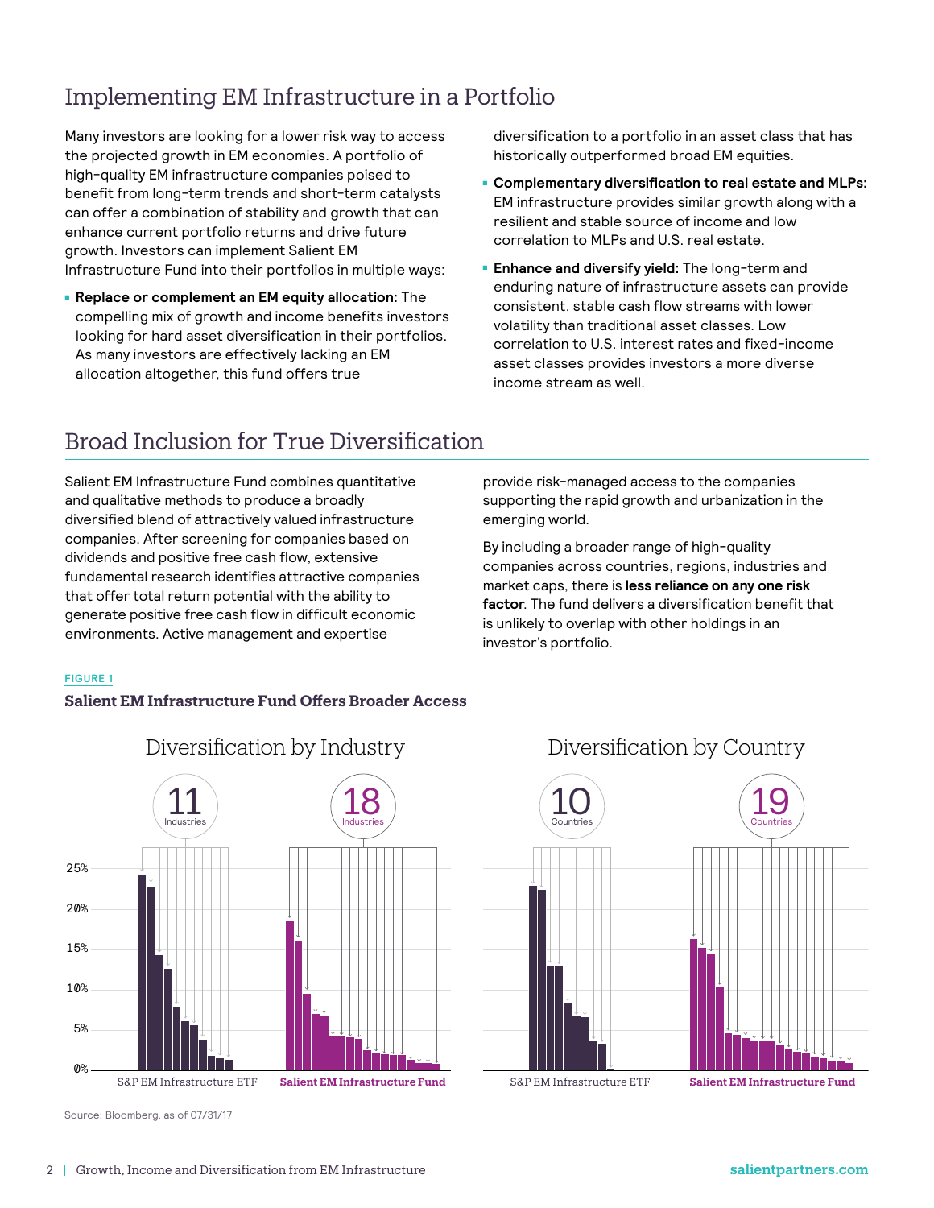## Implementing EM Infrastructure in a Portfolio

Many investors are looking for a lower risk way to access the projected growth in EM economies. A portfolio of high-quality EM infrastructure companies poised to benefit from long-term trends and short-term catalysts can offer a combination of stability and growth that can enhance current portfolio returns and drive future growth. Investors can implement Salient EM Infrastructure Fund into their portfolios in multiple ways:

- **Replace or complement an EM equity allocation:** The compelling mix of growth and income benefits investors looking for hard asset diversification in their portfolios. As many investors are effectively lacking an EM allocation altogether, this fund offers true diversification to a portfolio in an asset class that has historically outperformed broad EM equities.
- **Complementary diversification to real estate and MLPs:** EM infrastructure provides similar growth along with a resilient and stable source of income and low correlation to MLPs and U.S. real estate.
- **Enhance and diversify yield:** The long-term and enduring nature of infrastructure assets can provide consistent, stable cash flow streams with lower volatility than traditional asset classes. Low correlation to U.S. interest rates and fixed-income asset classes provides investors a more diverse income stream as well.

## Broad Inclusion for True Diversification

Salient EM Infrastructure Fund combines quantitative and qualitative methods to produce a broadly diversified blend of attractively valued infrastructure companies. After screening for companies based on dividends and positive free cash flow, extensive fundamental research identifies attractive companies that offer total return potential with the ability to generate positive free cash flow in difficult economic environments. Active management and expertise provide risk-managed access to the companies supporting the rapid growth and urbanization in the emerging world.

By including a broader range of high-quality companies across countries, regions, industries and market caps, there is **less reliance on any one risk factor**. The fund delivers a diversification benefit that is unlikely to overlap with other holdings in an investor's portfolio.

**FIGURE 1**

**Salient EM Infrastructure Fund Offers Broader Access**

**Diversification by Industry**

| | Number of Industries |
|---|---|
| S&P EM Infrastructure ETF | 11 |
| Salient EM Infrastructure Fund | 18 |

**Diversification by Country**

| | Number of Countries |
|---|---|
| S&P EM Infrastructure ETF | 10 |
| Salient EM Infrastructure Fund | 19 |

Source: Bloomberg, as of 07/31/17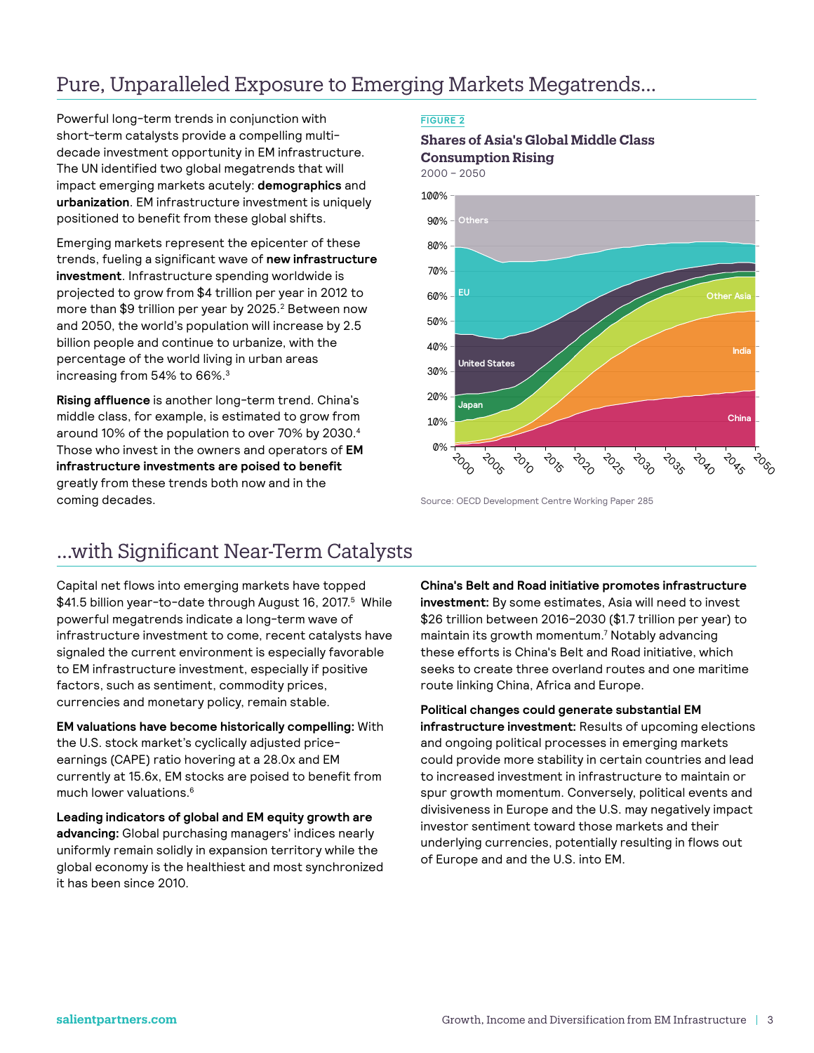# Pure, Unparalleled Exposure to Emerging Markets Megatrends...

Powerful long-term trends in conjunction with short-term catalysts provide a compelling multi-decade investment opportunity in EM infrastructure. The UN identified two global megatrends that will impact emerging markets acutely: **demographics** and **urbanization**. EM infrastructure investment is uniquely positioned to benefit from these global shifts.

Emerging markets represent the epicenter of these trends, fueling a significant wave of **new infrastructure investment**. Infrastructure spending worldwide is projected to grow from $4 trillion per year in 2012 to more than $9 trillion per year by 2025.[2] Between now and 2050, the world's population will increase by 2.5 billion people and continue to urbanize, with the percentage of the world living in urban areas increasing from 54% to 66%.[3]

**Rising affluence** is another long-term trend. China's middle class, for example, is estimated to grow from around 10% of the population to over 70% by 2030.[4] Those who invest in the owners and operators of **EM infrastructure investments are poised to benefit** greatly from these trends both now and in the coming decades.

FIGURE 2

**Shares of Asia's Global Middle Class Consumption Rising**

2000 – 2050

Source: OECD Development Centre Working Paper 285

# ...with Significant Near-Term Catalysts

Capital net flows into emerging markets have topped $41.5 billion year-to-date through August 16, 2017.[5] While powerful megatrends indicate a long-term wave of infrastructure investment to come, recent catalysts have signaled the current environment is especially favorable to EM infrastructure investment, especially if positive factors, such as sentiment, commodity prices, currencies and monetary policy, remain stable.

**EM valuations have become historically compelling:** With the U.S. stock market's cyclically adjusted price-earnings (CAPE) ratio hovering at a 28.0x and EM currently at 15.6x, EM stocks are poised to benefit from much lower valuations.[6]

**Leading indicators of global and EM equity growth are advancing:** Global purchasing managers' indices nearly uniformly remain solidly in expansion territory while the global economy is the healthiest and most synchronized it has been since 2010.

**China's Belt and Road initiative promotes infrastructure investment:** By some estimates, Asia will need to invest $26 trillion between 2016–2030 ($1.7 trillion per year) to maintain its growth momentum.[7] Notably advancing these efforts is China's Belt and Road initiative, which seeks to create three overland routes and one maritime route linking China, Africa and Europe.

**Political changes could generate substantial EM infrastructure investment:** Results of upcoming elections and ongoing political processes in emerging markets could provide more stability in certain countries and lead to increased investment in infrastructure to maintain or spur growth momentum. Conversely, political events and divisiveness in Europe and the U.S. may negatively impact investor sentiment toward those markets and their underlying currencies, potentially resulting in flows out of Europe and and the U.S. into EM.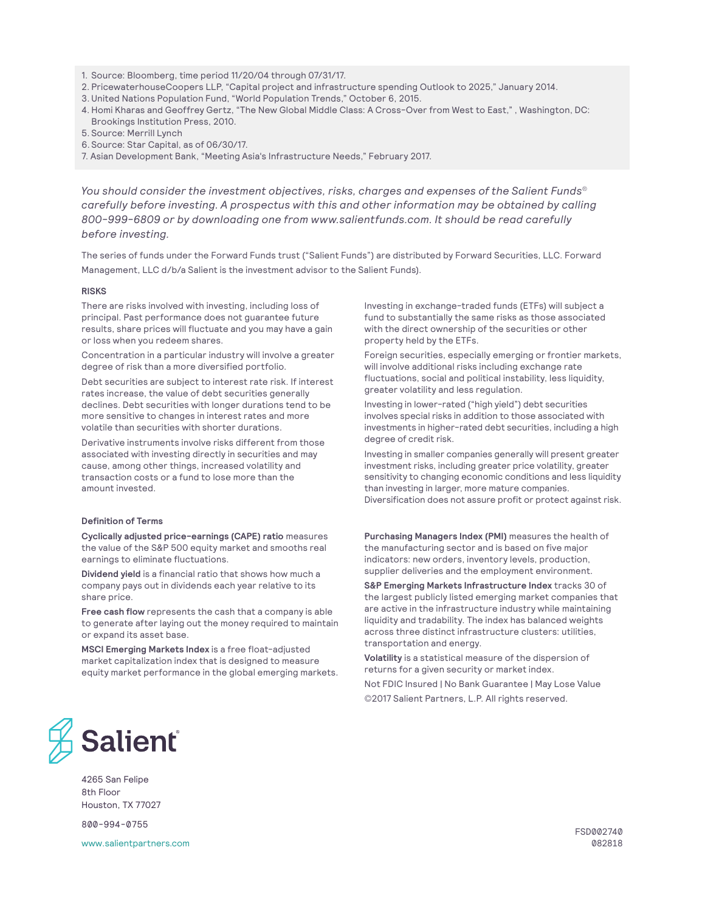1. Source: Bloomberg, time period 11/20/04 through 07/31/17.
2. PricewaterhouseCoopers LLP, "Capital project and infrastructure spending Outlook to 2025," January 2014.
3. United Nations Population Fund, "World Population Trends," October 6, 2015.
4. Homi Kharas and Geoffrey Gertz, "The New Global Middle Class: A Cross-Over from West to East," , Washington, DC: Brookings Institution Press, 2010.
5. Source: Merrill Lynch
6. Source: Star Capital, as of 06/30/17.
7. Asian Development Bank, "Meeting Asia's Infrastructure Needs," February 2017.

*You should consider the investment objectives, risks, charges and expenses of the Salient Funds® carefully before investing. A prospectus with this and other information may be obtained by calling 800-999-6809 or by downloading one from www.salientfunds.com. It should be read carefully before investing.*

The series of funds under the Forward Funds trust ("Salient Funds") are distributed by Forward Securities, LLC. Forward Management, LLC d/b/a Salient is the investment advisor to the Salient Funds).

**RISKS**

There are risks involved with investing, including loss of principal. Past performance does not guarantee future results, share prices will fluctuate and you may have a gain or loss when you redeem shares.

Concentration in a particular industry will involve a greater degree of risk than a more diversified portfolio.

Debt securities are subject to interest rate risk. If interest rates increase, the value of debt securities generally declines. Debt securities with longer durations tend to be more sensitive to changes in interest rates and more volatile than securities with shorter durations.

Derivative instruments involve risks different from those associated with investing directly in securities and may cause, among other things, increased volatility and transaction costs or a fund to lose more than the amount invested.

Investing in exchange-traded funds (ETFs) will subject a fund to substantially the same risks as those associated with the direct ownership of the securities or other property held by the ETFs.

Foreign securities, especially emerging or frontier markets, will involve additional risks including exchange rate fluctuations, social and political instability, less liquidity, greater volatility and less regulation.

Investing in lower-rated ("high yield") debt securities involves special risks in addition to those associated with investments in higher-rated debt securities, including a high degree of credit risk.

Investing in smaller companies generally will present greater investment risks, including greater price volatility, greater sensitivity to changing economic conditions and less liquidity than investing in larger, more mature companies. Diversification does not assure profit or protect against risk.

**Definition of Terms**

**Cyclically adjusted price-earnings (CAPE) ratio** measures the value of the S&P 500 equity market and smooths real earnings to eliminate fluctuations.

**Dividend yield** is a financial ratio that shows how much a company pays out in dividends each year relative to its share price.

**Free cash flow** represents the cash that a company is able to generate after laying out the money required to maintain or expand its asset base.

**MSCI Emerging Markets Index** is a free float-adjusted market capitalization index that is designed to measure equity market performance in the global emerging markets.

**Purchasing Managers Index (PMI)** measures the health of the manufacturing sector and is based on five major indicators: new orders, inventory levels, production, supplier deliveries and the employment environment.

**S&P Emerging Markets Infrastructure Index** tracks 30 of the largest publicly listed emerging market companies that are active in the infrastructure industry while maintaining liquidity and tradability. The index has balanced weights across three distinct infrastructure clusters: utilities, transportation and energy.

**Volatility** is a statistical measure of the dispersion of returns for a given security or market index.

Not FDIC Insured | No Bank Guarantee | May Lose Value

©2017 Salient Partners, L.P. All rights reserved.

Salient®

4265 San Felipe
8th Floor
Houston, TX 77027

800-994-0755

www.salientpartners.com

FSD002740
082818